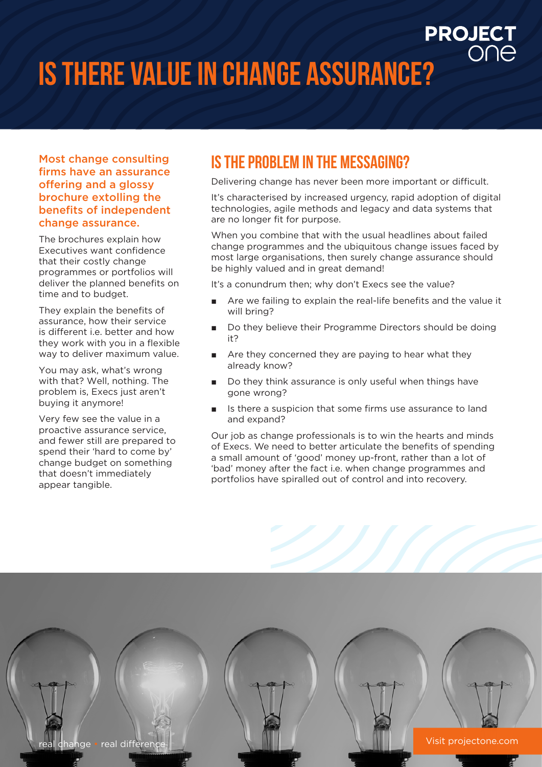# IS THERE VALUE IN CHANGE ASSURANCE?

**Most change consulting firms have an assurance offering and a glossy brochure extolling the benefits of independent change assurance.**

The brochures explain how Executives want confidence that their costly change programmes or portfolios will deliver the planned benefits on time and to budget.

They explain the benefits of assurance, how their service is different i.e. better and how they work with you in a flexible way to deliver maximum value.

You may ask, what's wrong with that? Well, nothing. The problem is, Execs just aren't buying it anymore!

Very few see the value in a proactive assurance service, and fewer still are prepared to spend their 'hard to come by' change budget on something that doesn't immediately appear tangible.

## IS THE PROBLEM IN THE MESSAGING?

Delivering change has never been more important or difficult.

It's characterised by increased urgency, rapid adoption of digital technologies, agile methods and legacy and data systems that are no longer fit for purpose.

When you combine that with the usual headlines about failed change programmes and the ubiquitous change issues faced by most large organisations, then surely change assurance should be highly valued and in great demand!

It's a conundrum then; why don't Execs see the value?

- Are we failing to explain the real-life benefits and the value it will bring?
- Do they believe their Programme Directors should be doing it?
- Are they concerned they are paying to hear what they already know?
- Do they think assurance is only useful when things have gone wrong?
- Is there a suspicion that some firms use assurance to land and expand?

Our job as change professionals is to win the hearts and minds of Execs. We need to better articulate the benefits of spending a small amount of 'good' money up-front, rather than a lot of 'bad' money after the fact i.e. when change programmes and portfolios have spiralled out of control and into recovery.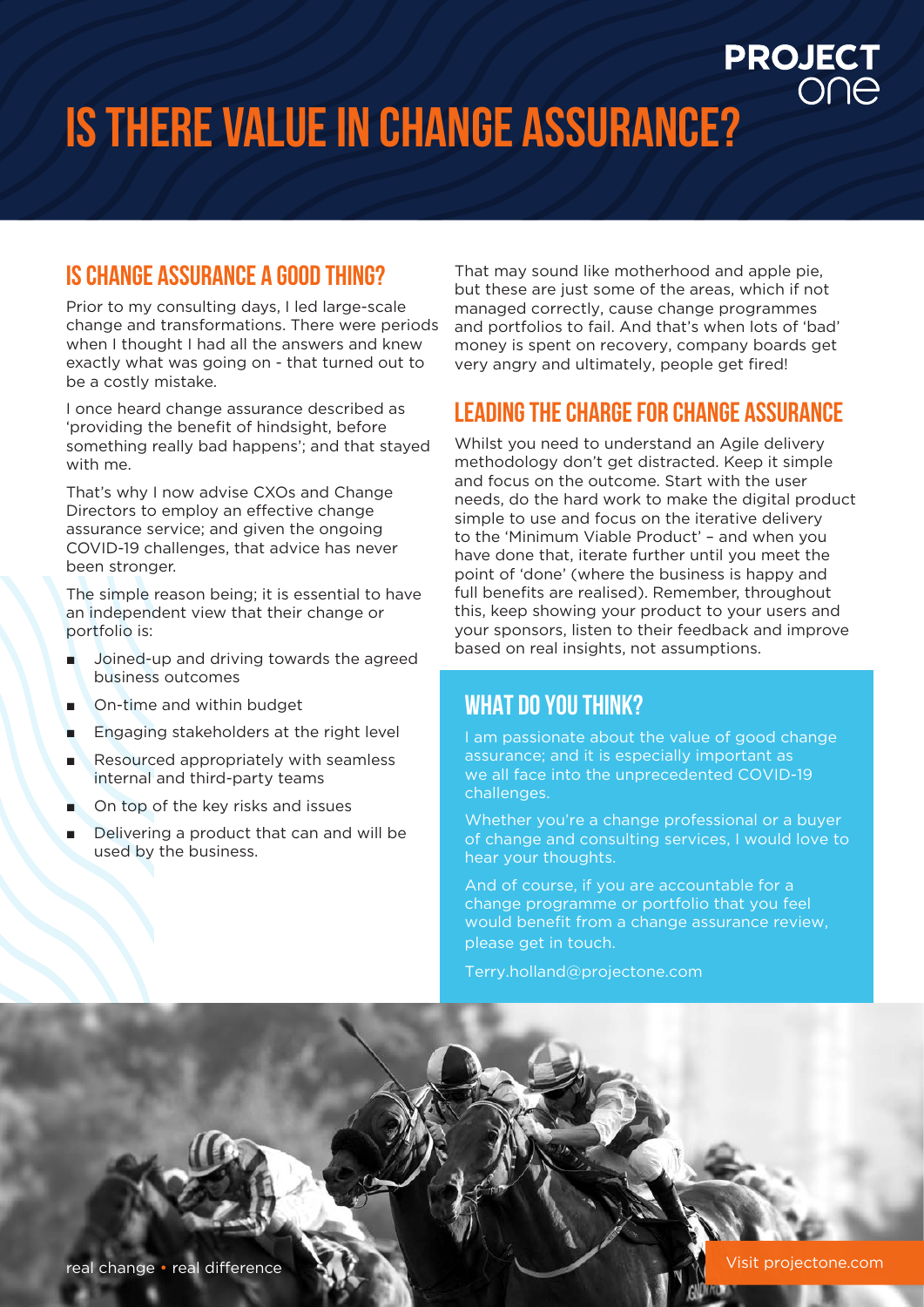# IS THERE VALUE IN CHANGE ASSURANCE?

## IS CHANGE ASSURANCE A GOOD THING?

Prior to my consulting days, I led large-scale change and transformations. There were periods when I thought I had all the answers and knew exactly what was going on - that turned out to be a costly mistake.

I once heard change assurance described as 'providing the benefit of hindsight, before something really bad happens'; and that stayed with me.

That's why I now advise CXOs and Change Directors to employ an effective change assurance service; and given the ongoing COVID-19 challenges, that advice has never been stronger.

The simple reason being; it is essential to have an independent view that their change or portfolio is:

- Joined-up and driving towards the agreed business outcomes
- On-time and within budget
- Engaging stakeholders at the right level
- Resourced appropriately with seamless internal and third-party teams
- On top of the key risks and issues
- Delivering a product that can and will be used by the business.

That may sound like motherhood and apple pie, but these are just some of the areas, which if not managed correctly, cause change programmes and portfolios to fail. And that's when lots of 'bad' money is spent on recovery, company boards get very angry and ultimately, people get fired!

## LEADING THE CHARGE FOR CHANGE ASSURANCE

Whilst you need to understand an Agile delivery methodology don't get distracted. Keep it simple and focus on the outcome. Start with the user needs, do the hard work to make the digital product simple to use and focus on the iterative delivery to the 'Minimum Viable Product' – and when you have done that, iterate further until you meet the point of 'done' (where the business is happy and full benefits are realised). Remember, throughout this, keep showing your product to your users and your sponsors, listen to their feedback and improve based on real insights, not assumptions.

## WHAT DO YOU THINK?

I am passionate about the value of good change assurance; and it is especially important as we all face into the unprecedented COVID-19 challenges.

Whether you're a change professional or a buyer of change and consulting services, I would love to hear your thoughts.

And of course, if you are accountable for a change programme or portfolio that you feel would benefit from a change assurance review, please get in touch.

Terry.holland@projectone.com

real change • real difference

Visit projectone.com